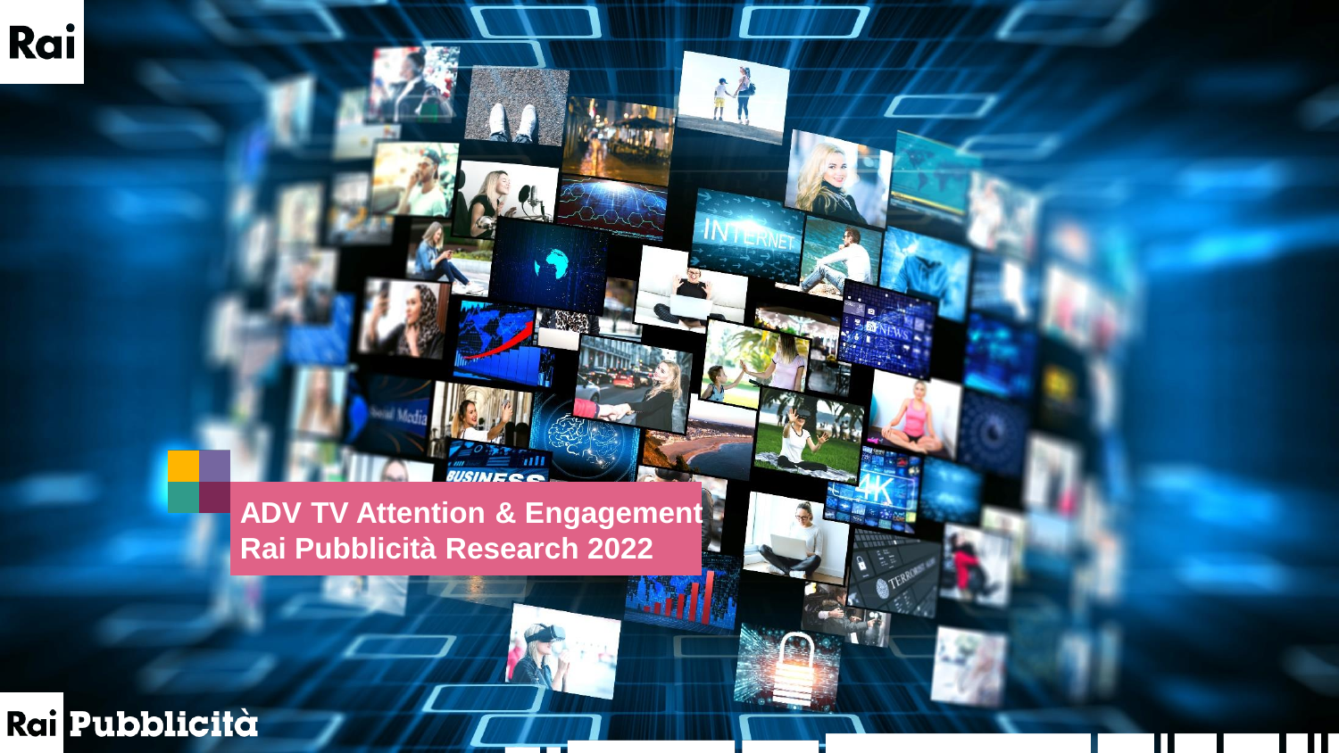# ADV TV Attention & Engagement
# Rai Pubblicità Research 2022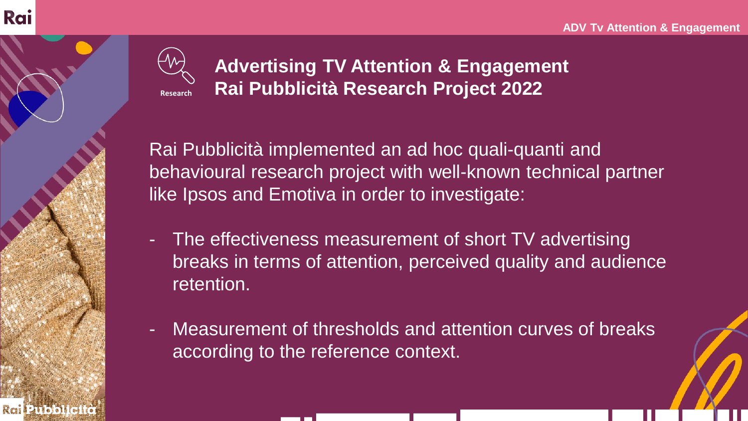# Advertising TV Attention & Engagement
# Rai Pubblicità Research Project 2022

Research

Rai Pubblicità implemented an ad hoc quali-quanti and behavioural research project with well-known technical partner like Ipsos and Emotiva in order to investigate:

- The effectiveness measurement of short TV advertising breaks in terms of attention, perceived quality and audience retention.
- Measurement of thresholds and attention curves of breaks according to the reference context.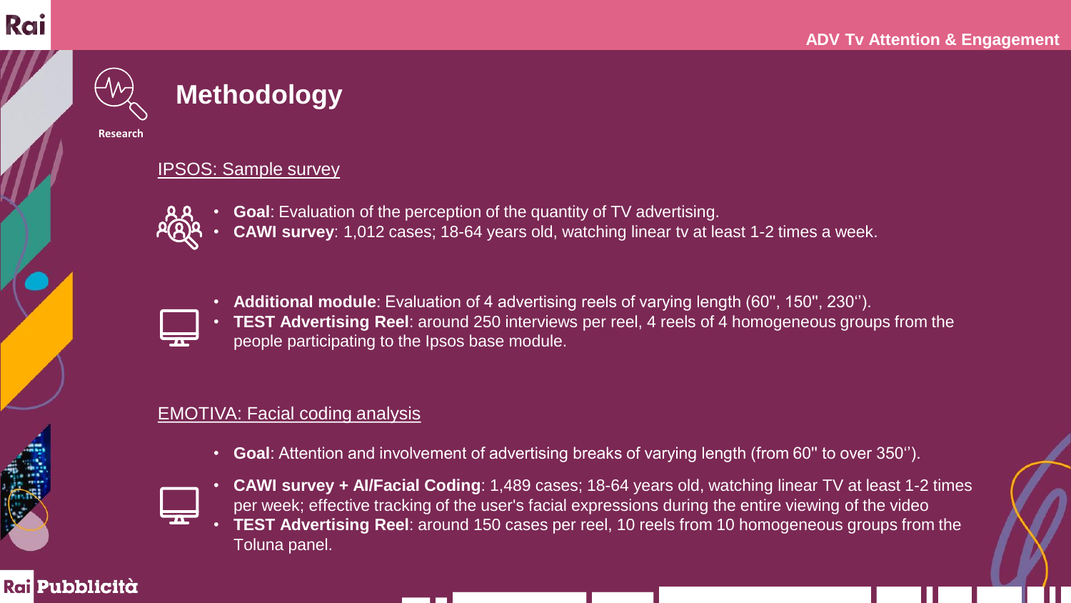# Methodology

Research

## IPSOS: Sample survey

- **Goal**: Evaluation of the perception of the quantity of TV advertising.
- **CAWI survey**: 1,012 cases; 18-64 years old, watching linear tv at least 1-2 times a week.

- **Additional module**: Evaluation of 4 advertising reels of varying length (60'', 150'', 230'').
- **TEST Advertising Reel**: around 250 interviews per reel, 4 reels of 4 homogeneous groups from the people participating to the Ipsos base module.

## EMOTIVA: Facial coding analysis

- **Goal**: Attention and involvement of advertising breaks of varying length (from 60'' to over 350'').

- **CAWI survey + AI/Facial Coding**: 1,489 cases; 18-64 years old, watching linear TV at least 1-2 times per week; effective tracking of the user's facial expressions during the entire viewing of the video
- **TEST Advertising Reel**: around 150 cases per reel, 10 reels from 10 homogeneous groups from the Toluna panel.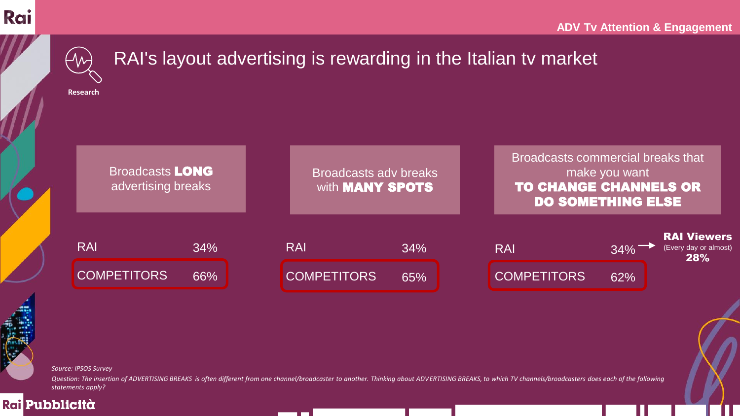ADV Tv Attention & Engagement

# RAI's layout advertising is rewarding in the Italian tv market

Research

| | Broadcasts **LONG** advertising breaks | Broadcasts adv breaks with **MANY SPOTS** | Broadcasts commercial breaks that make you want **TO CHANGE CHANNELS OR DO SOMETHING ELSE** |
|---|---|---|---|
| RAI | 34% | 34% | 34% |
| COMPETITORS | 66% | 65% | 62% |

**RAI Viewers** (Every day or almost) **28%**

*Source: IPSOS Survey*

*Question: The insertion of ADVERTISING BREAKS is often different from one channel/broadcaster to another. Thinking about ADVERTISING BREAKS, to which TV channels/broadcasters does each of the following statements apply?*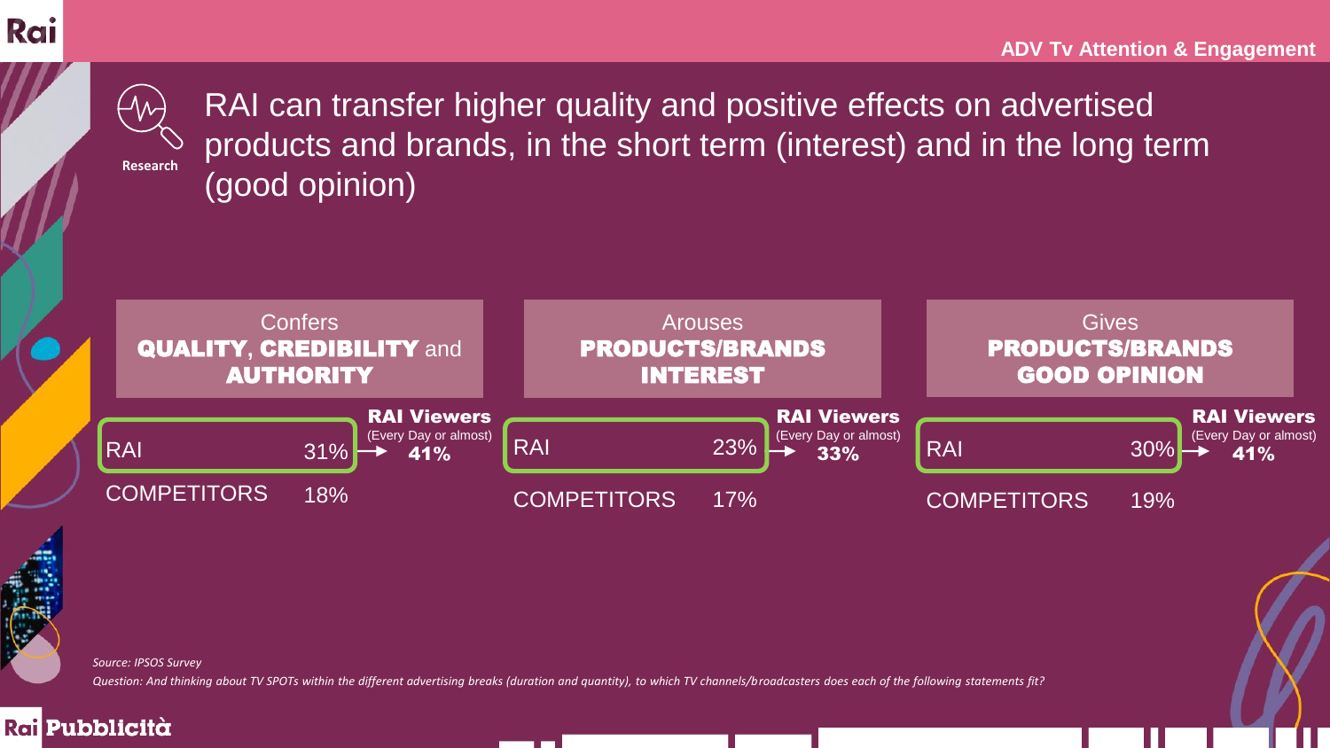ADV Tv Attention & Engagement

Research

# RAI can transfer higher quality and positive effects on advertised products and brands, in the short term (interest) and in the long term (good opinion)

| | Confers **QUALITY, CREDIBILITY** and **AUTHORITY** | Arouses **PRODUCTS/BRANDS INTEREST** | Gives **PRODUCTS/BRANDS GOOD OPINION** |
|---|---|---|---|
| RAI | 31% | 23% | 30% |
| **RAI Viewers** (Every Day or almost) | **41%** | **33%** | **41%** |
| COMPETITORS | 18% | 17% | 19% |

*Source: IPSOS Survey*

*Question: And thinking about TV SPOTs within the different advertising breaks (duration and quantity), to which TV channels/broadcasters does each of the following statements fit?*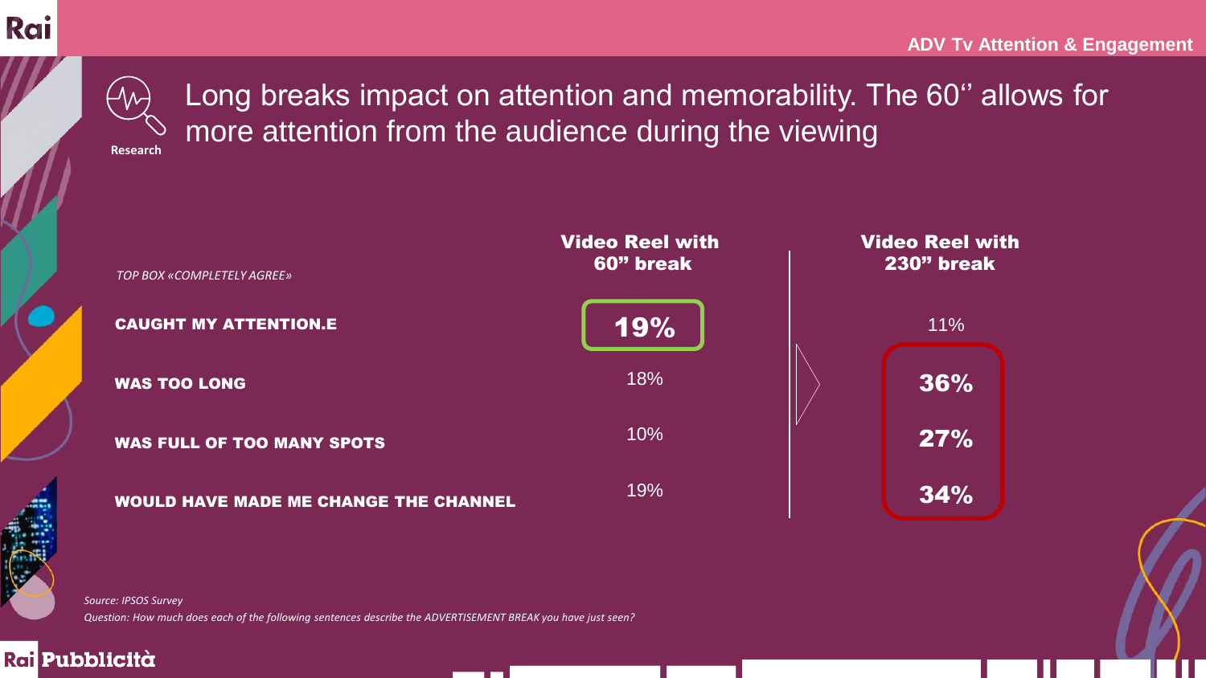# Long breaks impact on attention and memorability. The 60'' allows for more attention from the audience during the viewing

Research

| *TOP BOX «COMPLETELY AGREE»* | Video Reel with 60" break | Video Reel with 230" break |
| --- | --- | --- |
| **CAUGHT MY ATTENTION.E** | **19%** | 11% |
| **WAS TOO LONG** | 18% | **36%** |
| **WAS FULL OF TOO MANY SPOTS** | 10% | **27%** |
| **WOULD HAVE MADE ME CHANGE THE CHANNEL** | 19% | **34%** |

*Source: IPSOS Survey*

*Question: How much does each of the following sentences describe the ADVERTISEMENT BREAK you have just seen?*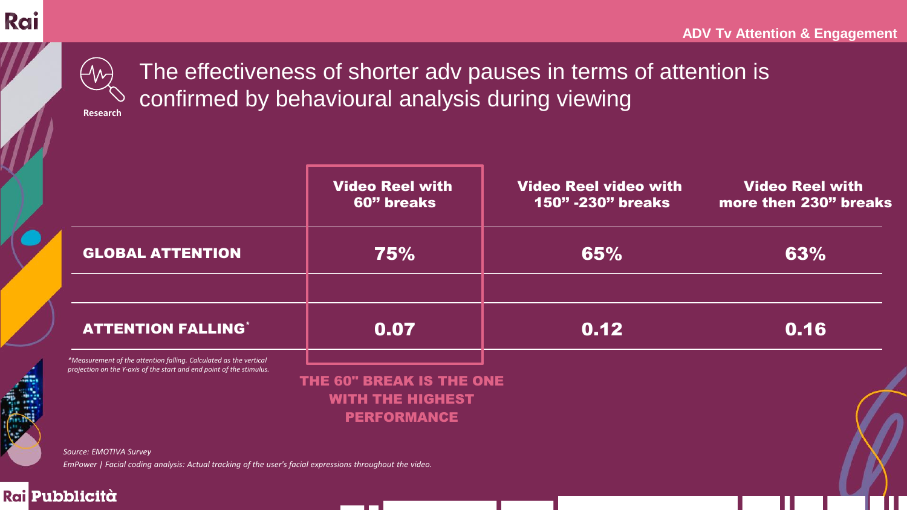# The effectiveness of shorter adv pauses in terms of attention is confirmed by behavioural analysis during viewing

Research

| | Video Reel with 60” breaks | Video Reel video with 150” -230” breaks | Video Reel with more then 230” breaks |
|---|---|---|---|
| **GLOBAL ATTENTION** | **75%** | **65%** | **63%** |
| **ATTENTION FALLING*** | **0.07** | **0.12** | **0.16** |

*\*Measurement of the attention falling. Calculated as the vertical projection on the Y-axis of the start and end point of the stimulus.*

**THE 60" BREAK IS THE ONE WITH THE HIGHEST PERFORMANCE**

*Source: EMOTIVA Survey*

*EmPower | Facial coding analysis: Actual tracking of the user's facial expressions throughout the video.*